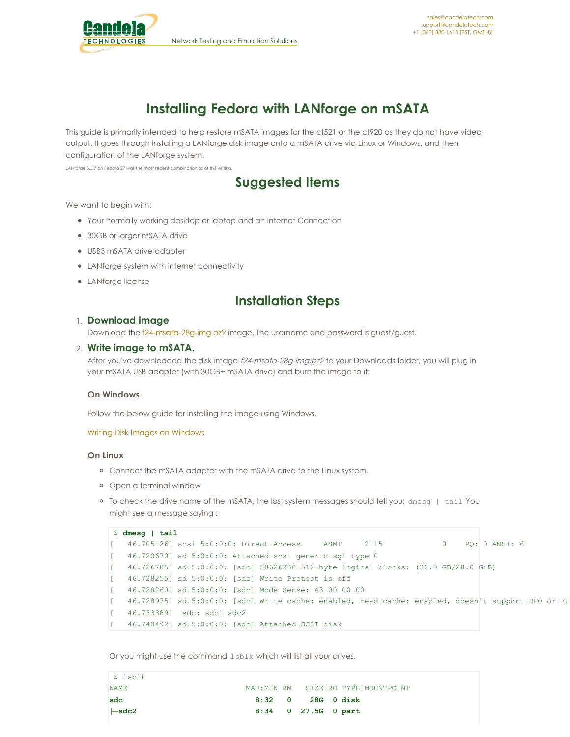# Installing Fedora with LANforge on mSATA

This guide is primarily intended to help restore mSATA images for the ct521 or the ct920 as they do not have video output. It goes through installing a LANforge disk image onto a mSATA drive via Linux or Windows, and then configuration of the LANforge system.

LANforge 5.3.7 on Fedora 27 was the most recent combination as of this writing.

## Suggested Items

We want to begin with:

- Your normally working desktop or laptop and an Internet Connection
- 30GB or larger mSATA drive
- USB3 mSATA drive adapter
- LANforge system with internet connectivity
- LANforge license

## Installation Steps

1. **Download image**

   Download the f24-msata-28g-img.bz2 image. The username and password is guest/guest.

2. **Write image to mSATA.**

   After you've downloaded the disk image *f24-msata-28g-img.bz2* to your Downloads folder, you will plug in your mSATA USB adapter (with 30GB+ mSATA drive) and burn the image to it:

   #### On Windows

   Follow the below guide for installing the image using Windows.

   Writing Disk Images on Windows

   #### On Linux

   - Connect the mSATA adapter with the mSATA drive to the Linux system.
   - Open a terminal window
   - To check the drive name of the mSATA, the last system messages should tell you: `dmesg | tail` You might see a message saying :

   ```
    $ dmesg | tail
   [   46.705126] scsi 5:0:0:0: Direct-Access     ASMT     2115             0    PQ: 0 ANSI: 6
   [   46.720670] sd 5:0:0:0: Attached scsi generic sg1 type 0
   [   46.726785] sd 5:0:0:0: [sdc] 58626288 512-byte logical blocks: (30.0 GB/28.0 GiB)
   [   46.728255] sd 5:0:0:0: [sdc] Write Protect is off
   [   46.728260] sd 5:0:0:0: [sdc] Mode Sense: 43 00 00 00
   [   46.728975] sd 5:0:0:0: [sdc] Write cache: enabled, read cache: enabled, doesn't support DPO or FU
   [   46.733389]  sdc: sdc1 sdc2
   [   46.740492] sd 5:0:0:0: [sdc] Attached SCSI disk
   ```

   Or you might use the command `lsblk` which will list all your drives.

   ```
    $ lsblk
   NAME                            MAJ:MIN RM   SIZE RO TYPE MOUNTPOINT
   sdc                               8:32   0    28G  0 disk
   ├─sdc2                            8:34   0  27.5G  0 part
   ```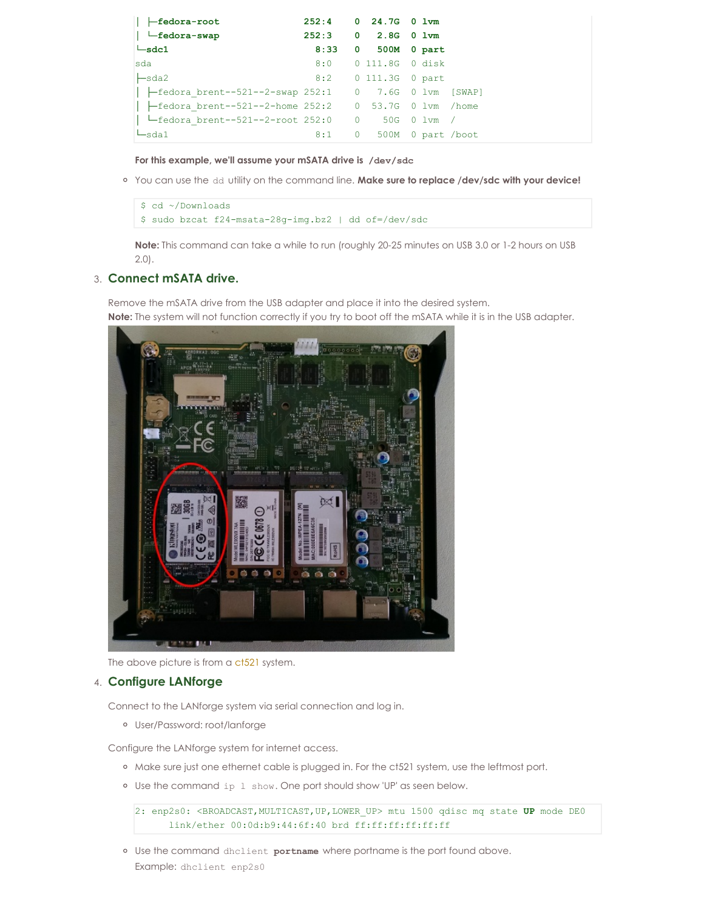```
│ ├─fedora-root                 252:4    0  24.7G  0 lvm
│ └─fedora-swap                 252:3    0   2.8G  0 lvm
└─sdc1                            8:33   0   500M  0 part
sda                               8:0    0 111.8G  0 disk
├─sda2                            8:2    0 111.3G  0 part
│ ├─fedora_brent--521--2-swap 252:1    0   7.6G  0 lvm  [SWAP]
│ ├─fedora_brent--521--2-home 252:2    0  53.7G  0 lvm  /home
│ └─fedora_brent--521--2-root 252:0    0    50G  0 lvm  /
└─sda1                            8:1    0   500M  0 part /boot
```

**For this example, we'll assume your mSATA drive is `/dev/sdc`**

- You can use the `dd` utility on the command line. **Make sure to replace /dev/sdc with your device!**

```
$ cd ~/Downloads
$ sudo bzcat f24-msata-28g-img.bz2 | dd of=/dev/sdc
```

**Note:** This command can take a while to run (roughly 20-25 minutes on USB 3.0 or 1-2 hours on USB 2.0).

3. **Connect mSATA drive.**

Remove the mSATA drive from the USB adapter and place it into the desired system.
**Note:** The system will not function correctly if you try to boot off the mSATA while it is in the USB adapter.

The above picture is from a ct521 system.

4. **Configure LANforge**

Connect to the LANforge system via serial connection and log in.

- User/Password: root/lanforge

Configure the LANforge system for internet access.

- Make sure just one ethernet cable is plugged in. For the ct521 system, use the leftmost port.
- Use the command `ip l show`. One port should show 'UP' as seen below.

```
2: enp2s0: <BROADCAST,MULTICAST,UP,LOWER_UP> mtu 1500 qdisc mq state UP mode DE0
    link/ether 00:0d:b9:44:6f:40 brd ff:ff:ff:ff:ff:ff
```

- Use the command `dhclient` **`portname`** where portname is the port found above.
  Example: `dhclient enp2s0`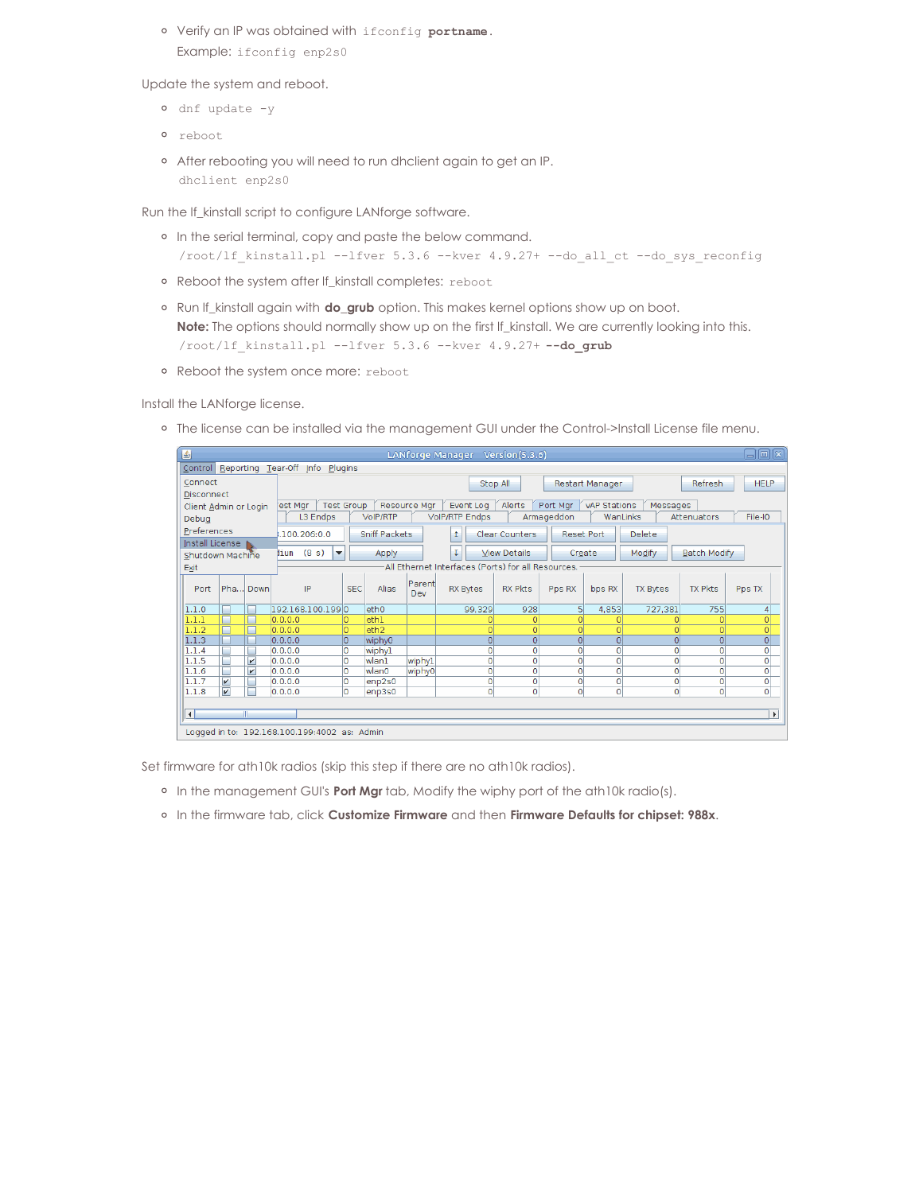- Verify an IP was obtained with `ifconfig` **portname**.
  Example: `ifconfig enp2s0`

Update the system and reboot.

- `dnf update -y`
- `reboot`
- After rebooting you will need to run dhclient again to get an IP.
  `dhclient enp2s0`

Run the lf_kinstall script to configure LANforge software.

- In the serial terminal, copy and paste the below command.
  `/root/lf_kinstall.pl --lfver 5.3.6 --kver 4.9.27+ --do_all_ct --do_sys_reconfig`
- Reboot the system after lf_kinstall completes: `reboot`
- Run lf_kinstall again with **do_grub** option. This makes kernel options show up on boot.
  **Note:** The options should normally show up on the first lf_kinstall. We are currently looking into this.
  `/root/lf_kinstall.pl --lfver 5.3.6 --kver 4.9.27+` **`--do_grub`**
- Reboot the system once more: `reboot`

Install the LANforge license.

- The license can be installed via the management GUI under the Control->Install License file menu.

Set firmware for ath10k radios (skip this step if there are no ath10k radios).

- In the management GUI's **Port Mgr** tab, Modify the wiphy port of the ath10k radio(s).
- In the firmware tab, click **Customize Firmware** and then **Firmware Defaults for chipset: 988x**.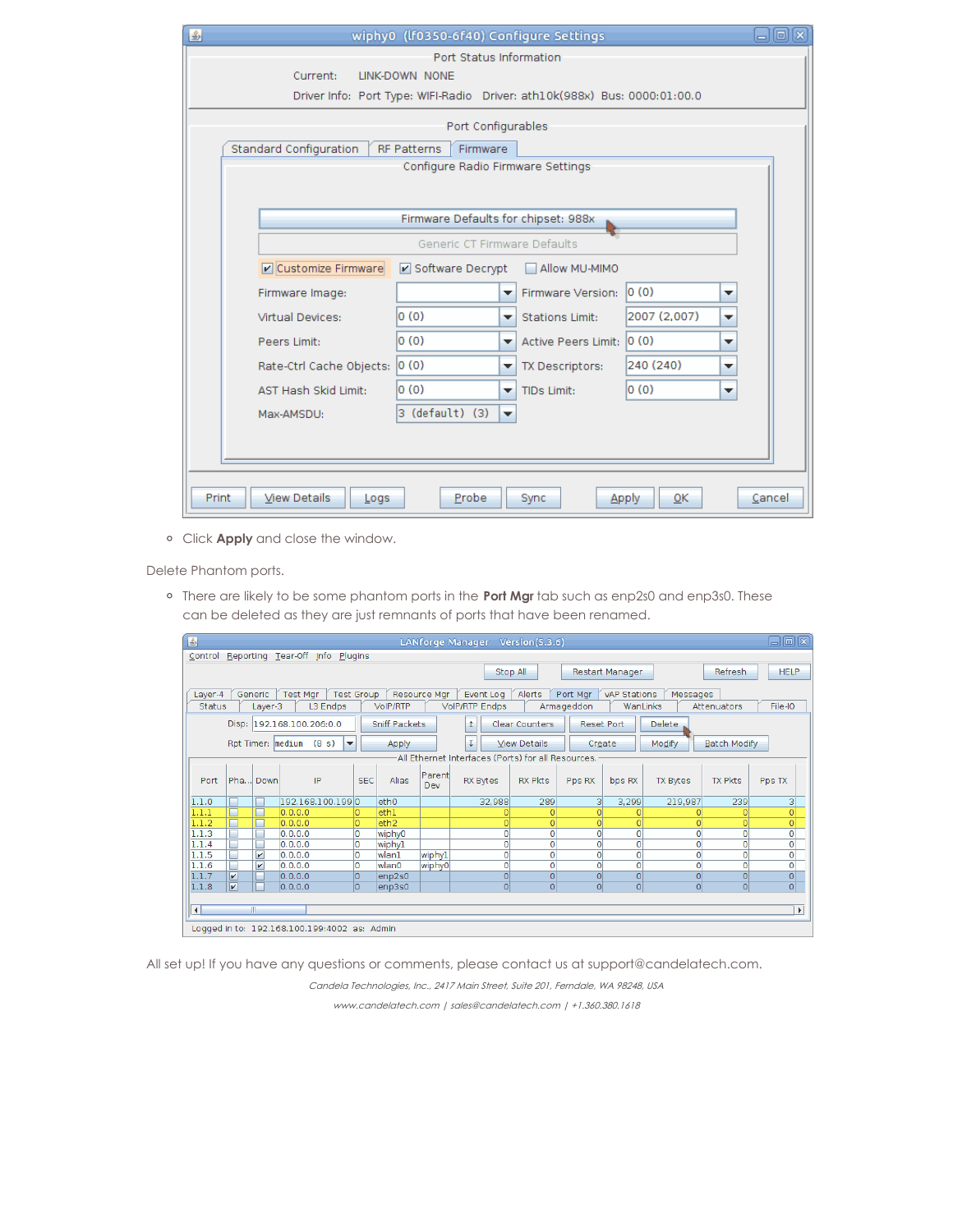- Click **Apply** and close the window.

Delete Phantom ports.

- There are likely to be some phantom ports in the **Port Mgr** tab such as enp2s0 and enp3s0. These can be deleted as they are just remnants of ports that have been renamed.

All set up! If you have any questions or comments, please contact us at support@candelatech.com.

*Candela Technologies, Inc., 2417 Main Street, Suite 201, Ferndale, WA 98248, USA*

*www.candelatech.com | sales@candelatech.com | +1.360.380.1618*